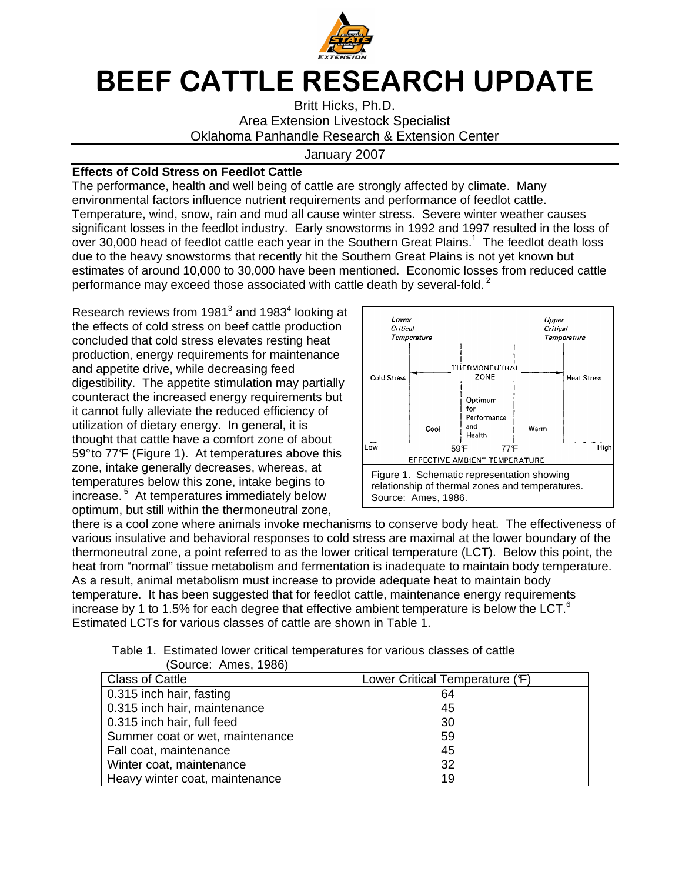# BEEF CATTLE RESEARCH UPDATE

Britt Hicks, Ph.D.
Area Extension Livestock Specialist
Oklahoma Panhandle Research & Extension Center

January 2007

## Effects of Cold Stress on Feedlot Cattle

The performance, health and well being of cattle are strongly affected by climate. Many environmental factors influence nutrient requirements and performance of feedlot cattle. Temperature, wind, snow, rain and mud all cause winter stress. Severe winter weather causes significant losses in the feedlot industry. Early snowstorms in 1992 and 1997 resulted in the loss of over 30,000 head of feedlot cattle each year in the Southern Great Plains.[1] The feedlot death loss due to the heavy snowstorms that recently hit the Southern Great Plains is not yet known but estimates of around 10,000 to 30,000 have been mentioned. Economic losses from reduced cattle performance may exceed those associated with cattle death by several-fold.[2]

Research reviews from 1981[3] and 1983[4] looking at the effects of cold stress on beef cattle production concluded that cold stress elevates resting heat production, energy requirements for maintenance and appetite drive, while decreasing feed digestibility. The appetite stimulation may partially counteract the increased energy requirements but it cannot fully alleviate the reduced efficiency of utilization of dietary energy. In general, it is thought that cattle have a comfort zone of about 59° to 77°F (Figure 1). At temperatures above this zone, intake generally decreases, whereas, at temperatures below this zone, intake begins to increase.[5] At temperatures immediately below optimum, but still within the thermoneutral zone, there is a cool zone where animals invoke mechanisms to conserve body heat. The effectiveness of various insulative and behavioral responses to cold stress are maximal at the lower boundary of the thermoneutral zone, a point referred to as the lower critical temperature (LCT). Below this point, the heat from "normal" tissue metabolism and fermentation is inadequate to maintain body temperature. As a result, animal metabolism must increase to provide adequate heat to maintain body temperature. It has been suggested that for feedlot cattle, maintenance energy requirements increase by 1 to 1.5% for each degree that effective ambient temperature is below the LCT.[6] Estimated LCTs for various classes of cattle are shown in Table 1.

Figure 1. Schematic representation showing relationship of thermal zones and temperatures. Source: Ames, 1986.

Table 1. Estimated lower critical temperatures for various classes of cattle (Source: Ames, 1986)

| Class of Cattle | Lower Critical Temperature (°F) |
|---|---|
| 0.315 inch hair, fasting | 64 |
| 0.315 inch hair, maintenance | 45 |
| 0.315 inch hair, full feed | 30 |
| Summer coat or wet, maintenance | 59 |
| Fall coat, maintenance | 45 |
| Winter coat, maintenance | 32 |
| Heavy winter coat, maintenance | 19 |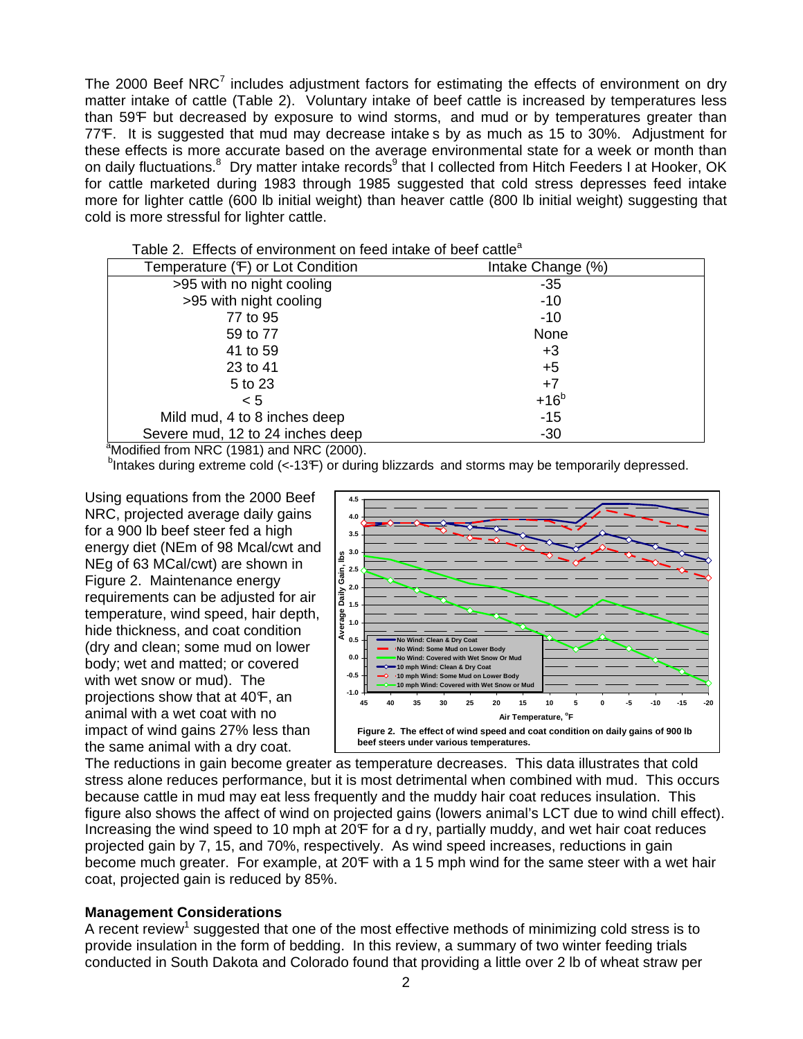The 2000 Beef NRC[7] includes adjustment factors for estimating the effects of environment on dry matter intake of cattle (Table 2). Voluntary intake of beef cattle is increased by temperatures less than 59°F but decreased by exposure to wind storms, and mud or by temperatures greater than 77°F. It is suggested that mud may decrease intakes by as much as 15 to 30%. Adjustment for these effects is more accurate based on the average environmental state for a week or month than on daily fluctuations.[8] Dry matter intake records[9] that I collected from Hitch Feeders I at Hooker, OK for cattle marketed during 1983 through 1985 suggested that cold stress depresses feed intake more for lighter cattle (600 lb initial weight) than heaver cattle (800 lb initial weight) suggesting that cold is more stressful for lighter cattle.

Table 2. Effects of environment on feed intake of beef cattle[a]

| Temperature (°F) or Lot Condition | Intake Change (%) |
|---|---|
| >95 with no night cooling | -35 |
| >95 with night cooling | -10 |
| 77 to 95 | -10 |
| 59 to 77 | None |
| 41 to 59 | +3 |
| 23 to 41 | +5 |
| 5 to 23 | +7 |
| < 5 | +16[b] |
| Mild mud, 4 to 8 inches deep | -15 |
| Severe mud, 12 to 24 inches deep | -30 |

[a]Modified from NRC (1981) and NRC (2000).

[b]Intakes during extreme cold (<-13°F) or during blizzards and storms may be temporarily depressed.

Using equations from the 2000 Beef NRC, projected average daily gains for a 900 lb beef steer fed a high energy diet (NEm of 98 Mcal/cwt and NEg of 63 MCal/cwt) are shown in Figure 2. Maintenance energy requirements can be adjusted for air temperature, wind speed, hair depth, hide thickness, and coat condition (dry and clean; some mud on lower body; wet and matted; or covered with wet snow or mud). The projections show that at 40°F, an animal with a wet coat with no impact of wind gains 27% less than the same animal with a dry coat.

**Figure 2. The effect of wind speed and coat condition on daily gains of 900 lb beef steers under various temperatures.**

The reductions in gain become greater as temperature decreases. This data illustrates that cold stress alone reduces performance, but it is most detrimental when combined with mud. This occurs because cattle in mud may eat less frequently and the muddy hair coat reduces insulation. This figure also shows the affect of wind on projected gains (lowers animal's LCT due to wind chill effect). Increasing the wind speed to 10 mph at 20°F for a dry, partially muddy, and wet hair coat reduces projected gain by 7, 15, and 70%, respectively. As wind speed increases, reductions in gain become much greater. For example, at 20°F with a 15 mph wind for the same steer with a wet hair coat, projected gain is reduced by 85%.

## Management Considerations

A recent review[1] suggested that one of the most effective methods of minimizing cold stress is to provide insulation in the form of bedding. In this review, a summary of two winter feeding trials conducted in South Dakota and Colorado found that providing a little over 2 lb of wheat straw per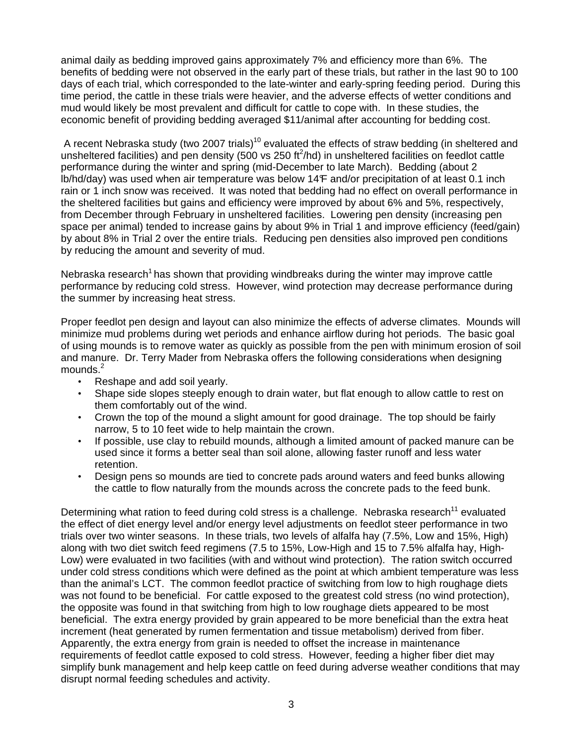animal daily as bedding improved gains approximately 7% and efficiency more than 6%. The benefits of bedding were not observed in the early part of these trials, but rather in the last 90 to 100 days of each trial, which corresponded to the late-winter and early-spring feeding period. During this time period, the cattle in these trials were heavier, and the adverse effects of wetter conditions and mud would likely be most prevalent and difficult for cattle to cope with. In these studies, the economic benefit of providing bedding averaged $11/animal after accounting for bedding cost.

A recent Nebraska study (two 2007 trials)[10] evaluated the effects of straw bedding (in sheltered and unsheltered facilities) and pen density (500 vs 250 $ft^2$/hd) in unsheltered facilities on feedlot cattle performance during the winter and spring (mid-December to late March). Bedding (about 2 lb/hd/day) was used when air temperature was below 14°F and/or precipitation of at least 0.1 inch rain or 1 inch snow was received. It was noted that bedding had no effect on overall performance in the sheltered facilities but gains and efficiency were improved by about 6% and 5%, respectively, from December through February in unsheltered facilities. Lowering pen density (increasing pen space per animal) tended to increase gains by about 9% in Trial 1 and improve efficiency (feed/gain) by about 8% in Trial 2 over the entire trials. Reducing pen densities also improved pen conditions by reducing the amount and severity of mud.

Nebraska research[1] has shown that providing windbreaks during the winter may improve cattle performance by reducing cold stress. However, wind protection may decrease performance during the summer by increasing heat stress.

Proper feedlot pen design and layout can also minimize the effects of adverse climates. Mounds will minimize mud problems during wet periods and enhance airflow during hot periods. The basic goal of using mounds is to remove water as quickly as possible from the pen with minimum erosion of soil and manure. Dr. Terry Mader from Nebraska offers the following considerations when designing mounds.[2]

- Reshape and add soil yearly.
- Shape side slopes steeply enough to drain water, but flat enough to allow cattle to rest on them comfortably out of the wind.
- Crown the top of the mound a slight amount for good drainage. The top should be fairly narrow, 5 to 10 feet wide to help maintain the crown.
- If possible, use clay to rebuild mounds, although a limited amount of packed manure can be used since it forms a better seal than soil alone, allowing faster runoff and less water retention.
- Design pens so mounds are tied to concrete pads around waters and feed bunks allowing the cattle to flow naturally from the mounds across the concrete pads to the feed bunk.

Determining what ration to feed during cold stress is a challenge. Nebraska research[11] evaluated the effect of diet energy level and/or energy level adjustments on feedlot steer performance in two trials over two winter seasons. In these trials, two levels of alfalfa hay (7.5%, Low and 15%, High) along with two diet switch feed regimens (7.5 to 15%, Low-High and 15 to 7.5% alfalfa hay, High-Low) were evaluated in two facilities (with and without wind protection). The ration switch occurred under cold stress conditions which were defined as the point at which ambient temperature was less than the animal's LCT. The common feedlot practice of switching from low to high roughage diets was not found to be beneficial. For cattle exposed to the greatest cold stress (no wind protection), the opposite was found in that switching from high to low roughage diets appeared to be most beneficial. The extra energy provided by grain appeared to be more beneficial than the extra heat increment (heat generated by rumen fermentation and tissue metabolism) derived from fiber. Apparently, the extra energy from grain is needed to offset the increase in maintenance requirements of feedlot cattle exposed to cold stress. However, feeding a higher fiber diet may simplify bunk management and help keep cattle on feed during adverse weather conditions that may disrupt normal feeding schedules and activity.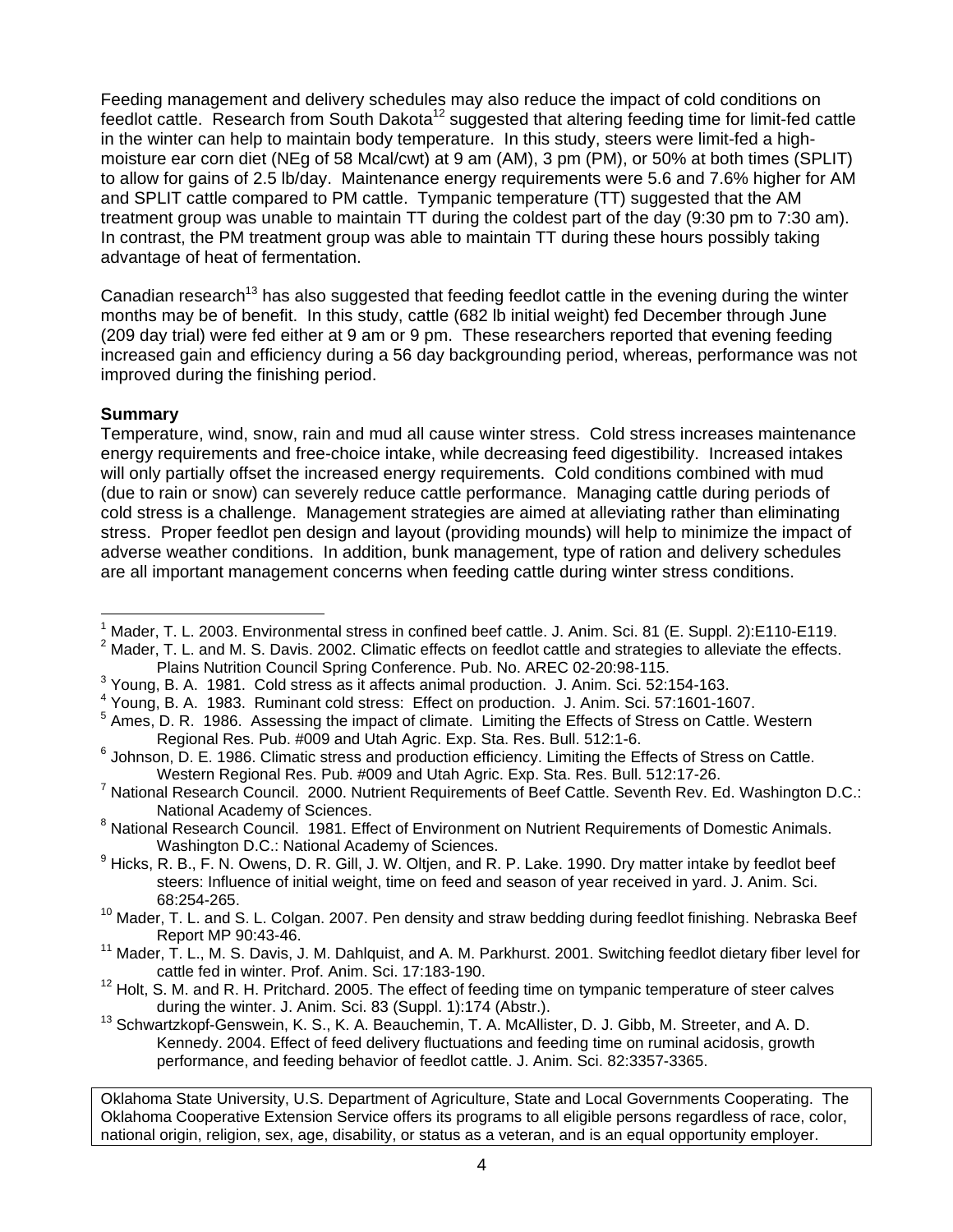Feeding management and delivery schedules may also reduce the impact of cold conditions on feedlot cattle. Research from South Dakota[12] suggested that altering feeding time for limit-fed cattle in the winter can help to maintain body temperature. In this study, steers were limit-fed a high-moisture ear corn diet (NEg of 58 Mcal/cwt) at 9 am (AM), 3 pm (PM), or 50% at both times (SPLIT) to allow for gains of 2.5 lb/day. Maintenance energy requirements were 5.6 and 7.6% higher for AM and SPLIT cattle compared to PM cattle. Tympanic temperature (TT) suggested that the AM treatment group was unable to maintain TT during the coldest part of the day (9:30 pm to 7:30 am). In contrast, the PM treatment group was able to maintain TT during these hours possibly taking advantage of heat of fermentation.

Canadian research[13] has also suggested that feeding feedlot cattle in the evening during the winter months may be of benefit. In this study, cattle (682 lb initial weight) fed December through June (209 day trial) were fed either at 9 am or 9 pm. These researchers reported that evening feeding increased gain and efficiency during a 56 day backgrounding period, whereas, performance was not improved during the finishing period.

**Summary**

Temperature, wind, snow, rain and mud all cause winter stress. Cold stress increases maintenance energy requirements and free-choice intake, while decreasing feed digestibility. Increased intakes will only partially offset the increased energy requirements. Cold conditions combined with mud (due to rain or snow) can severely reduce cattle performance. Managing cattle during periods of cold stress is a challenge. Management strategies are aimed at alleviating rather than eliminating stress. Proper feedlot pen design and layout (providing mounds) will help to minimize the impact of adverse weather conditions. In addition, bunk management, type of ration and delivery schedules are all important management concerns when feeding cattle during winter stress conditions.

---

[1] Mader, T. L. 2003. Environmental stress in confined beef cattle. J. Anim. Sci. 81 (E. Suppl. 2):E110-E119.

[2] Mader, T. L. and M. S. Davis. 2002. Climatic effects on feedlot cattle and strategies to alleviate the effects. Plains Nutrition Council Spring Conference. Pub. No. AREC 02-20:98-115.

[3] Young, B. A. 1981. Cold stress as it affects animal production. J. Anim. Sci. 52:154-163.

[4] Young, B. A. 1983. Ruminant cold stress: Effect on production. J. Anim. Sci. 57:1601-1607.

[5] Ames, D. R. 1986. Assessing the impact of climate. Limiting the Effects of Stress on Cattle. Western Regional Res. Pub. #009 and Utah Agric. Exp. Sta. Res. Bull. 512:1-6.

[6] Johnson, D. E. 1986. Climatic stress and production efficiency. Limiting the Effects of Stress on Cattle. Western Regional Res. Pub. #009 and Utah Agric. Exp. Sta. Res. Bull. 512:17-26.

[7] National Research Council. 2000. Nutrient Requirements of Beef Cattle. Seventh Rev. Ed. Washington D.C.: National Academy of Sciences.

[8] National Research Council. 1981. Effect of Environment on Nutrient Requirements of Domestic Animals. Washington D.C.: National Academy of Sciences.

[9] Hicks, R. B., F. N. Owens, D. R. Gill, J. W. Oltjen, and R. P. Lake. 1990. Dry matter intake by feedlot beef steers: Influence of initial weight, time on feed and season of year received in yard. J. Anim. Sci. 68:254-265.

[10] Mader, T. L. and S. L. Colgan. 2007. Pen density and straw bedding during feedlot finishing. Nebraska Beef Report MP 90:43-46.

[11] Mader, T. L., M. S. Davis, J. M. Dahlquist, and A. M. Parkhurst. 2001. Switching feedlot dietary fiber level for cattle fed in winter. Prof. Anim. Sci. 17:183-190.

[12] Holt, S. M. and R. H. Pritchard. 2005. The effect of feeding time on tympanic temperature of steer calves during the winter. J. Anim. Sci. 83 (Suppl. 1):174 (Abstr.).

[13] Schwartzkopf-Genswein, K. S., K. A. Beauchemin, T. A. McAllister, D. J. Gibb, M. Streeter, and A. D. Kennedy. 2004. Effect of feed delivery fluctuations and feeding time on ruminal acidosis, growth performance, and feeding behavior of feedlot cattle. J. Anim. Sci. 82:3357-3365.

Oklahoma State University, U.S. Department of Agriculture, State and Local Governments Cooperating. The Oklahoma Cooperative Extension Service offers its programs to all eligible persons regardless of race, color, national origin, religion, sex, age, disability, or status as a veteran, and is an equal opportunity employer.